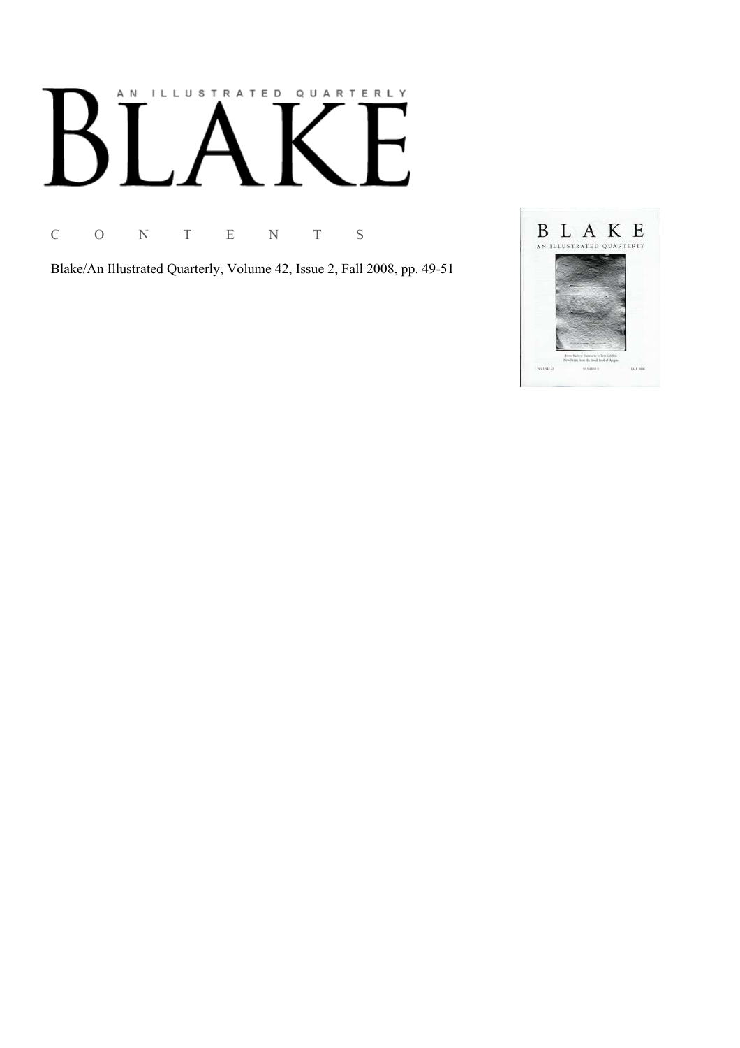# AN ILLUSTRATED QUARTERLY

# BLAKE

C O N T E N T S

Blake/An Illustrated Quarterly, Volume 42, Issue 2, Fall 2008, pp. 49-51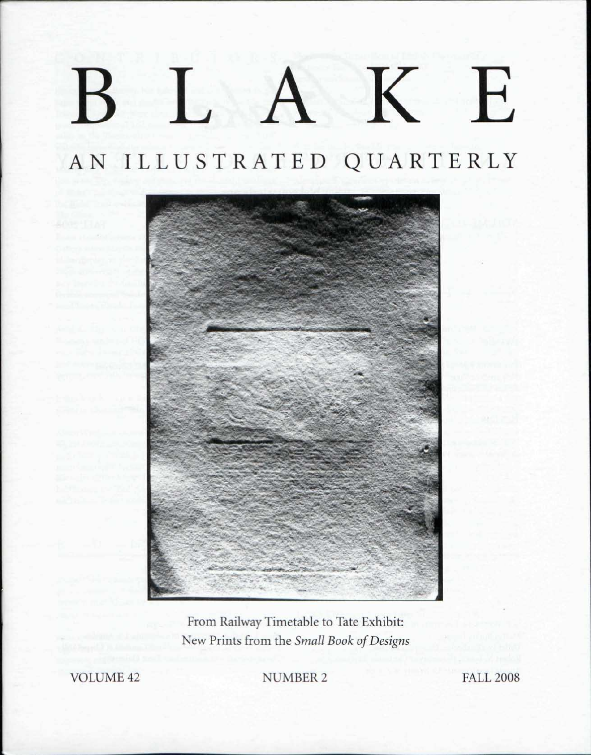# BLAKE

## AN ILLUSTRATED QUARTERLY

From Railway Timetable to Tate Exhibit:
New Prints from the *Small Book of Designs*

VOLUME 42 NUMBER 2 FALL 2008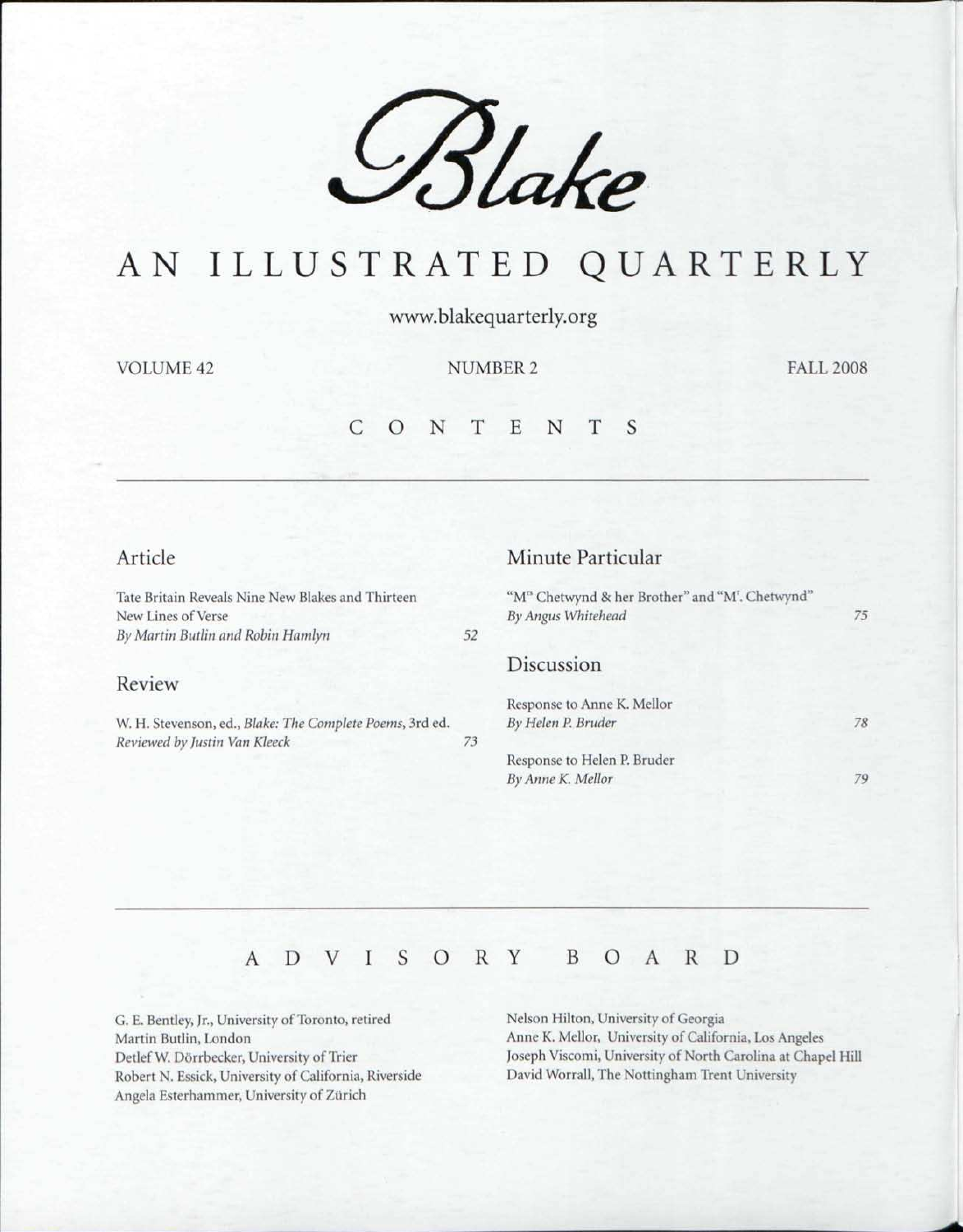# *Blake*

# AN ILLUSTRATED QUARTERLY

www.blakequarterly.org

VOLUME 42 NUMBER 2 FALL 2008

## CONTENTS

### Article

Tate Britain Reveals Nine New Blakes and Thirteen New Lines of Verse
*By Martin Butlin and Robin Hamlyn* 52

### Review

W. H. Stevenson, ed., *Blake: The Complete Poems*, 3rd ed.
*Reviewed by Justin Van Kleeck* 73

### Minute Particular

"M[rs] Chetwynd & her Brother" and "M[r]. Chetwynd"
*By Angus Whitehead* 75

### Discussion

Response to Anne K. Mellor
*By Helen P. Bruder* 78

Response to Helen P. Bruder
*By Anne K. Mellor* 79

## ADVISORY BOARD

G. E. Bentley, Jr., University of Toronto, retired
Martin Butlin, London
Detlef W. Dörrbecker, University of Trier
Robert N. Essick, University of California, Riverside
Angela Esterhammer, University of Zürich
Nelson Hilton, University of Georgia
Anne K. Mellor, University of California, Los Angeles
Joseph Viscomi, University of North Carolina at Chapel Hill
David Worrall, The Nottingham Trent University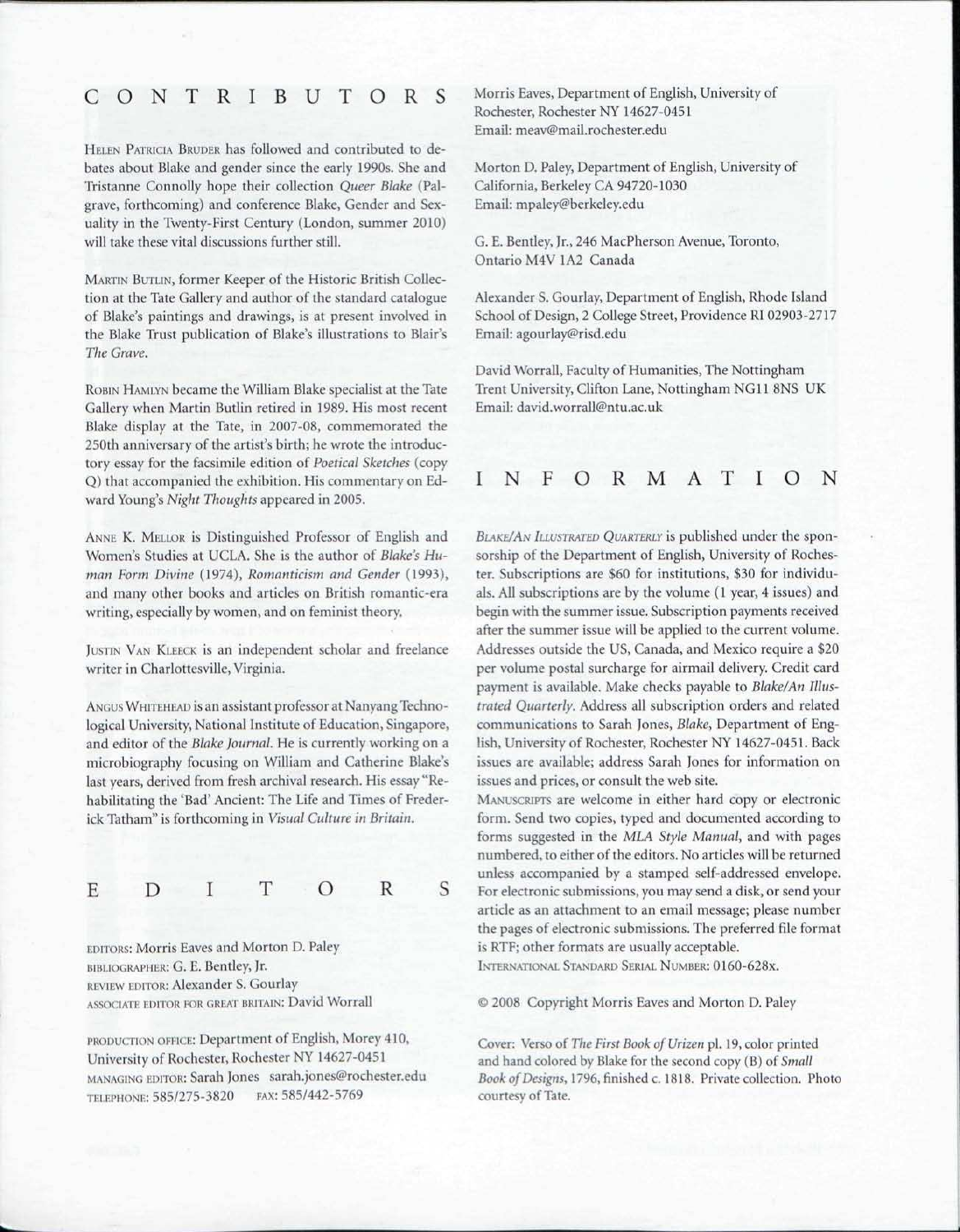## CONTRIBUTORS

Helen Patricia Bruder has followed and contributed to debates about Blake and gender since the early 1990s. She and Tristanne Connolly hope their collection *Queer Blake* (Palgrave, forthcoming) and conference Blake, Gender and Sexuality in the Twenty-First Century (London, summer 2010) will take these vital discussions further still.

Martin Butlin, former Keeper of the Historic British Collection at the Tate Gallery and author of the standard catalogue of Blake's paintings and drawings, is at present involved in the Blake Trust publication of Blake's illustrations to Blair's *The Grave*.

Robin Hamlyn became the William Blake specialist at the Tate Gallery when Martin Butlin retired in 1989. His most recent Blake display at the Tate, in 2007-08, commemorated the 250th anniversary of the artist's birth; he wrote the introductory essay for the facsimile edition of *Poetical Sketches* (copy Q) that accompanied the exhibition. His commentary on Edward Young's *Night Thoughts* appeared in 2005.

Anne K. Mellor is Distinguished Professor of English and Women's Studies at UCLA. She is the author of *Blake's Human Form Divine* (1974), *Romanticism and Gender* (1993), and many other books and articles on British romantic-era writing, especially by women, and on feminist theory.

Justin Van Kleeck is an independent scholar and freelance writer in Charlottesville, Virginia.

Angus Whitehead is an assistant professor at Nanyang Technological University, National Institute of Education, Singapore, and editor of the *Blake Journal*. He is currently working on a microbiography focusing on William and Catherine Blake's last years, derived from fresh archival research. His essay "Rehabilitating the 'Bad' Ancient: The Life and Times of Frederick Tatham" is forthcoming in *Visual Culture in Britain*.

## EDITORS

Editors: Morris Eaves and Morton D. Paley
Bibliographer: G. E. Bentley, Jr.
Review editor: Alexander S. Gourlay
Associate editor for Great Britain: David Worrall

Production office: Department of English, Morey 410, University of Rochester, Rochester NY 14627-0451
Managing editor: Sarah Jones sarah.jones@rochester.edu
Telephone: 585/275-3820 Fax: 585/442-5769

Morris Eaves, Department of English, University of Rochester, Rochester NY 14627-0451
Email: meav@mail.rochester.edu

Morton D. Paley, Department of English, University of California, Berkeley CA 94720-1030
Email: mpaley@berkeley.edu

G. E. Bentley, Jr., 246 MacPherson Avenue, Toronto, Ontario M4V 1A2 Canada

Alexander S. Gourlay, Department of English, Rhode Island School of Design, 2 College Street, Providence RI 02903-2717
Email: agourlay@risd.edu

David Worrall, Faculty of Humanities, The Nottingham Trent University, Clifton Lane, Nottingham NG11 8NS UK
Email: david.worrall@ntu.ac.uk

## INFORMATION

*Blake/An Illustrated Quarterly* is published under the sponsorship of the Department of English, University of Rochester. Subscriptions are $60 for institutions, $30 for individuals. All subscriptions are by the volume (1 year, 4 issues) and begin with the summer issue. Subscription payments received after the summer issue will be applied to the current volume. Addresses outside the US, Canada, and Mexico require a $20 per volume postal surcharge for airmail delivery. Credit card payment is available. Make checks payable to *Blake/An Illustrated Quarterly*. Address all subscription orders and related communications to Sarah Jones, *Blake*, Department of English, University of Rochester, Rochester NY 14627-0451. Back issues are available; address Sarah Jones for information on issues and prices, or consult the web site.

Manuscripts are welcome in either hard copy or electronic form. Send two copies, typed and documented according to forms suggested in the *MLA Style Manual*, and with pages numbered, to either of the editors. No articles will be returned unless accompanied by a stamped self-addressed envelope. For electronic submissions, you may send a disk, or send your article as an attachment to an email message; please number the pages of electronic submissions. The preferred file format is RTF; other formats are usually acceptable.

International Standard Serial Number: 0160-628x.

© 2008 Copyright Morris Eaves and Morton D. Paley

Cover: Verso of *The First Book of Urizen* pl. 19, color printed and hand colored by Blake for the second copy (B) of *Small Book of Designs*, 1796, finished c. 1818. Private collection. Photo courtesy of Tate.